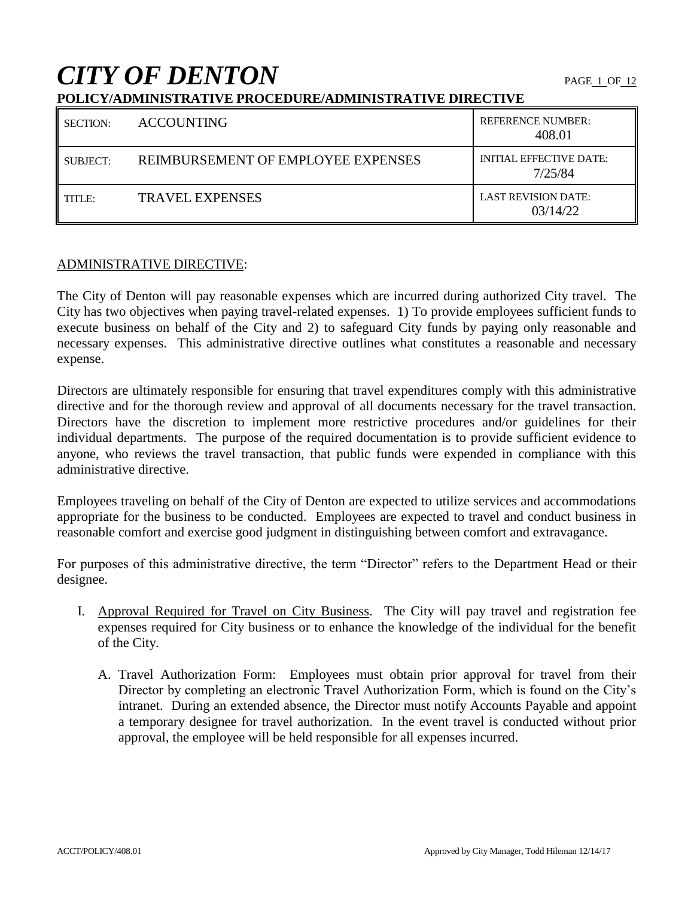# *CITY OF DENTON*

**POLICY/ADMINISTRATIVE PROCEDURE/ADMINISTRATIVE DIRECTIVE**

| | | |
|---|---|---|
| SECTION: | ACCOUNTING | REFERENCE NUMBER: 408.01 |
| SUBJECT: | REIMBURSEMENT OF EMPLOYEE EXPENSES | INITIAL EFFECTIVE DATE: 7/25/84 |
| TITLE: | TRAVEL EXPENSES | LAST REVISION DATE: 03/14/22 |

ADMINISTRATIVE DIRECTIVE:

The City of Denton will pay reasonable expenses which are incurred during authorized City travel. The City has two objectives when paying travel-related expenses. 1) To provide employees sufficient funds to execute business on behalf of the City and 2) to safeguard City funds by paying only reasonable and necessary expenses. This administrative directive outlines what constitutes a reasonable and necessary expense.

Directors are ultimately responsible for ensuring that travel expenditures comply with this administrative directive and for the thorough review and approval of all documents necessary for the travel transaction. Directors have the discretion to implement more restrictive procedures and/or guidelines for their individual departments. The purpose of the required documentation is to provide sufficient evidence to anyone, who reviews the travel transaction, that public funds were expended in compliance with this administrative directive.

Employees traveling on behalf of the City of Denton are expected to utilize services and accommodations appropriate for the business to be conducted. Employees are expected to travel and conduct business in reasonable comfort and exercise good judgment in distinguishing between comfort and extravagance.

For purposes of this administrative directive, the term "Director" refers to the Department Head or their designee.

I. Approval Required for Travel on City Business. The City will pay travel and registration fee expenses required for City business or to enhance the knowledge of the individual for the benefit of the City.

   A. Travel Authorization Form: Employees must obtain prior approval for travel from their Director by completing an electronic Travel Authorization Form, which is found on the City's intranet. During an extended absence, the Director must notify Accounts Payable and appoint a temporary designee for travel authorization. In the event travel is conducted without prior approval, the employee will be held responsible for all expenses incurred.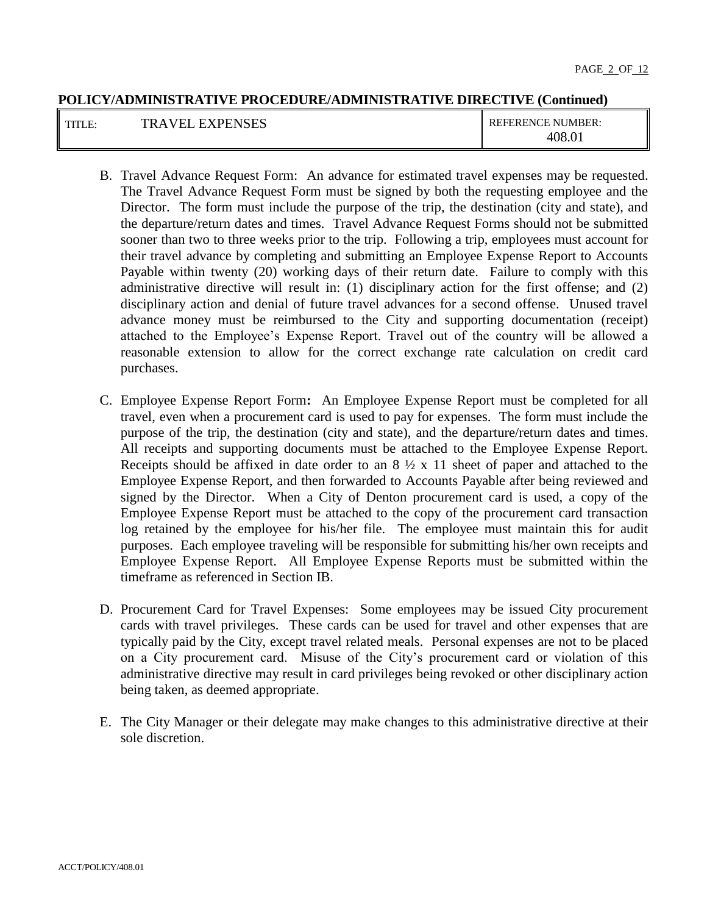B. Travel Advance Request Form: An advance for estimated travel expenses may be requested. The Travel Advance Request Form must be signed by both the requesting employee and the Director. The form must include the purpose of the trip, the destination (city and state), and the departure/return dates and times. Travel Advance Request Forms should not be submitted sooner than two to three weeks prior to the trip. Following a trip, employees must account for their travel advance by completing and submitting an Employee Expense Report to Accounts Payable within twenty (20) working days of their return date. Failure to comply with this administrative directive will result in: (1) disciplinary action for the first offense; and (2) disciplinary action and denial of future travel advances for a second offense. Unused travel advance money must be reimbursed to the City and supporting documentation (receipt) attached to the Employee's Expense Report. Travel out of the country will be allowed a reasonable extension to allow for the correct exchange rate calculation on credit card purchases.

C. Employee Expense Report Form**:** An Employee Expense Report must be completed for all travel, even when a procurement card is used to pay for expenses. The form must include the purpose of the trip, the destination (city and state), and the departure/return dates and times. All receipts and supporting documents must be attached to the Employee Expense Report. Receipts should be affixed in date order to an 8 ½ x 11 sheet of paper and attached to the Employee Expense Report, and then forwarded to Accounts Payable after being reviewed and signed by the Director. When a City of Denton procurement card is used, a copy of the Employee Expense Report must be attached to the copy of the procurement card transaction log retained by the employee for his/her file. The employee must maintain this for audit purposes. Each employee traveling will be responsible for submitting his/her own receipts and Employee Expense Report. All Employee Expense Reports must be submitted within the timeframe as referenced in Section IB.

D. Procurement Card for Travel Expenses: Some employees may be issued City procurement cards with travel privileges. These cards can be used for travel and other expenses that are typically paid by the City, except travel related meals. Personal expenses are not to be placed on a City procurement card. Misuse of the City's procurement card or violation of this administrative directive may result in card privileges being revoked or other disciplinary action being taken, as deemed appropriate.

E. The City Manager or their delegate may make changes to this administrative directive at their sole discretion.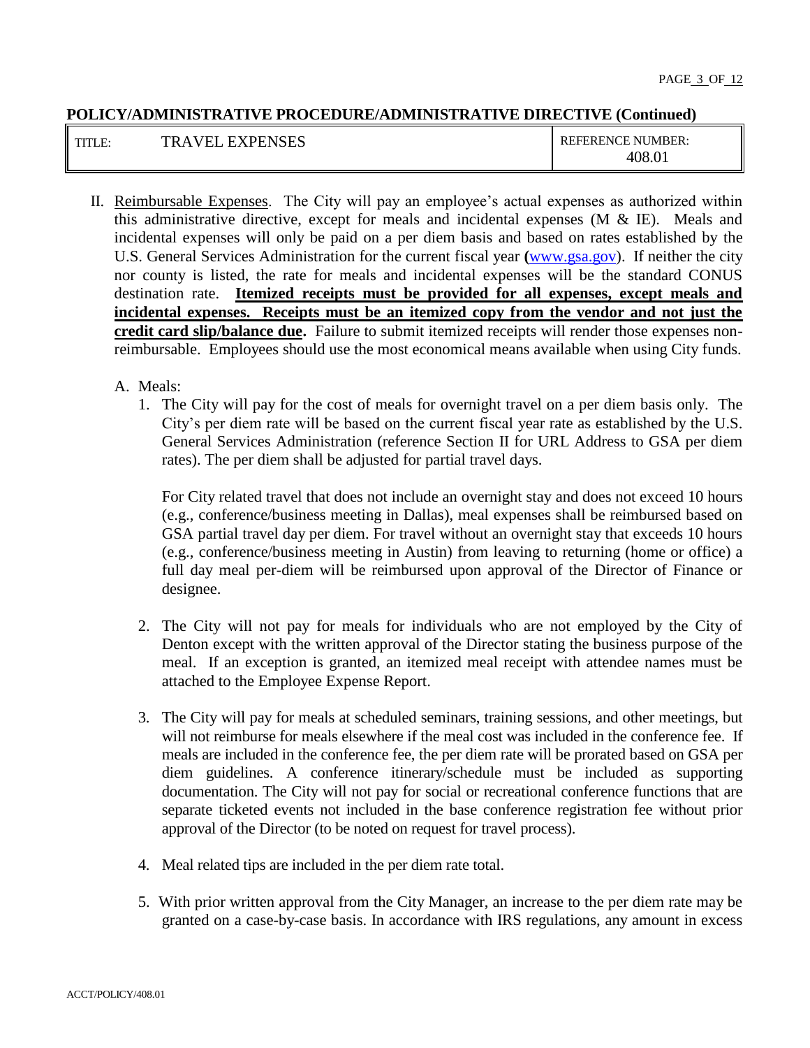II. Reimbursable Expenses. The City will pay an employee's actual expenses as authorized within this administrative directive, except for meals and incidental expenses (M & IE). Meals and incidental expenses will only be paid on a per diem basis and based on rates established by the U.S. General Services Administration for the current fiscal year **(**[www.gsa.gov](http://www.gsa.gov)). If neither the city nor county is listed, the rate for meals and incidental expenses will be the standard CONUS destination rate. **Itemized receipts must be provided for all expenses, except meals and incidental expenses. Receipts must be an itemized copy from the vendor and not just the credit card slip/balance due.** Failure to submit itemized receipts will render those expenses non-reimbursable. Employees should use the most economical means available when using City funds.

A. Meals:

1. The City will pay for the cost of meals for overnight travel on a per diem basis only. The City's per diem rate will be based on the current fiscal year rate as established by the U.S. General Services Administration (reference Section II for URL Address to GSA per diem rates). The per diem shall be adjusted for partial travel days.

   For City related travel that does not include an overnight stay and does not exceed 10 hours (e.g., conference/business meeting in Dallas), meal expenses shall be reimbursed based on GSA partial travel day per diem. For travel without an overnight stay that exceeds 10 hours (e.g., conference/business meeting in Austin) from leaving to returning (home or office) a full day meal per-diem will be reimbursed upon approval of the Director of Finance or designee.

2. The City will not pay for meals for individuals who are not employed by the City of Denton except with the written approval of the Director stating the business purpose of the meal. If an exception is granted, an itemized meal receipt with attendee names must be attached to the Employee Expense Report.

3. The City will pay for meals at scheduled seminars, training sessions, and other meetings, but will not reimburse for meals elsewhere if the meal cost was included in the conference fee. If meals are included in the conference fee, the per diem rate will be prorated based on GSA per diem guidelines. A conference itinerary/schedule must be included as supporting documentation. The City will not pay for social or recreational conference functions that are separate ticketed events not included in the base conference registration fee without prior approval of the Director (to be noted on request for travel process).

4. Meal related tips are included in the per diem rate total.

5. With prior written approval from the City Manager, an increase to the per diem rate may be granted on a case-by-case basis. In accordance with IRS regulations, any amount in excess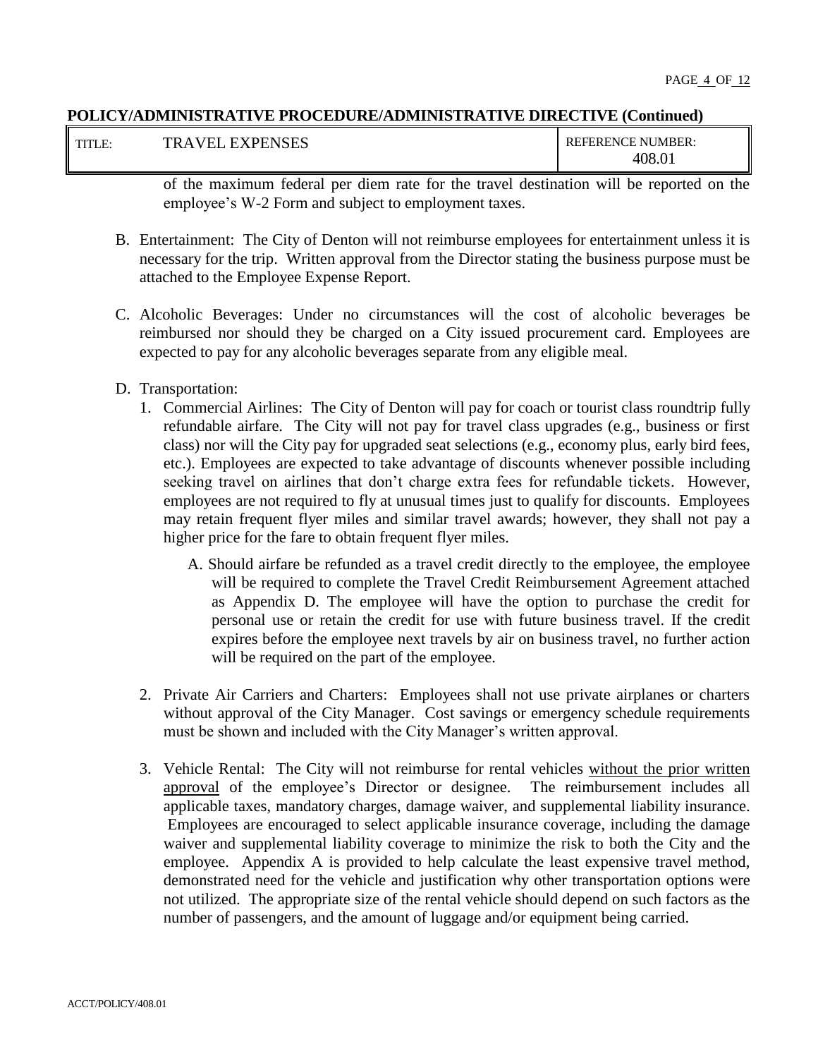**POLICY/ADMINISTRATIVE PROCEDURE/ADMINISTRATIVE DIRECTIVE (Continued)**

| TITLE: | TRAVEL EXPENSES | REFERENCE NUMBER: 408.01 |
|---|---|---|

of the maximum federal per diem rate for the travel destination will be reported on the employee's W-2 Form and subject to employment taxes.

B. Entertainment: The City of Denton will not reimburse employees for entertainment unless it is necessary for the trip. Written approval from the Director stating the business purpose must be attached to the Employee Expense Report.

C. Alcoholic Beverages: Under no circumstances will the cost of alcoholic beverages be reimbursed nor should they be charged on a City issued procurement card. Employees are expected to pay for any alcoholic beverages separate from any eligible meal.

D. Transportation:

1. Commercial Airlines: The City of Denton will pay for coach or tourist class roundtrip fully refundable airfare. The City will not pay for travel class upgrades (e.g., business or first class) nor will the City pay for upgraded seat selections (e.g., economy plus, early bird fees, etc.). Employees are expected to take advantage of discounts whenever possible including seeking travel on airlines that don't charge extra fees for refundable tickets. However, employees are not required to fly at unusual times just to qualify for discounts. Employees may retain frequent flyer miles and similar travel awards; however, they shall not pay a higher price for the fare to obtain frequent flyer miles.

   A. Should airfare be refunded as a travel credit directly to the employee, the employee will be required to complete the Travel Credit Reimbursement Agreement attached as Appendix D. The employee will have the option to purchase the credit for personal use or retain the credit for use with future business travel. If the credit expires before the employee next travels by air on business travel, no further action will be required on the part of the employee.

2. Private Air Carriers and Charters: Employees shall not use private airplanes or charters without approval of the City Manager. Cost savings or emergency schedule requirements must be shown and included with the City Manager's written approval.

3. Vehicle Rental: The City will not reimburse for rental vehicles <u>without the prior written approval</u> of the employee's Director or designee. The reimbursement includes all applicable taxes, mandatory charges, damage waiver, and supplemental liability insurance. Employees are encouraged to select applicable insurance coverage, including the damage waiver and supplemental liability coverage to minimize the risk to both the City and the employee. Appendix A is provided to help calculate the least expensive travel method, demonstrated need for the vehicle and justification why other transportation options were not utilized. The appropriate size of the rental vehicle should depend on such factors as the number of passengers, and the amount of luggage and/or equipment being carried.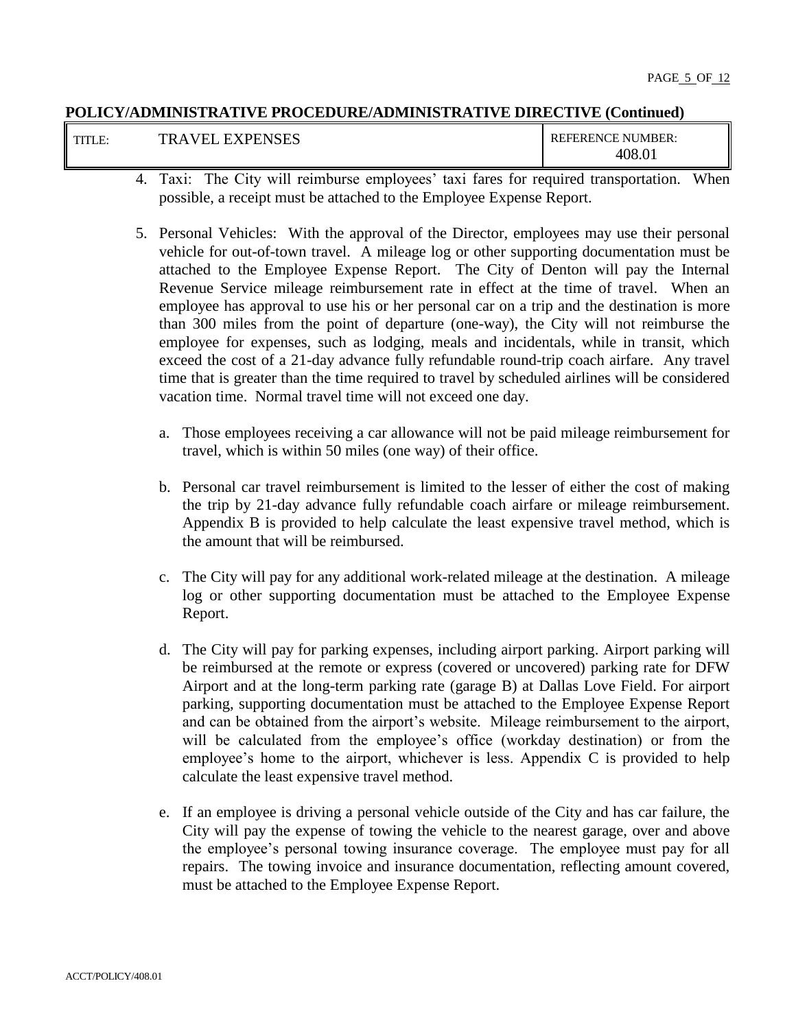4. Taxi: The City will reimburse employees' taxi fares for required transportation. When possible, a receipt must be attached to the Employee Expense Report.

5. Personal Vehicles: With the approval of the Director, employees may use their personal vehicle for out-of-town travel. A mileage log or other supporting documentation must be attached to the Employee Expense Report. The City of Denton will pay the Internal Revenue Service mileage reimbursement rate in effect at the time of travel. When an employee has approval to use his or her personal car on a trip and the destination is more than 300 miles from the point of departure (one-way), the City will not reimburse the employee for expenses, such as lodging, meals and incidentals, while in transit, which exceed the cost of a 21-day advance fully refundable round-trip coach airfare. Any travel time that is greater than the time required to travel by scheduled airlines will be considered vacation time. Normal travel time will not exceed one day.

   a. Those employees receiving a car allowance will not be paid mileage reimbursement for travel, which is within 50 miles (one way) of their office.

   b. Personal car travel reimbursement is limited to the lesser of either the cost of making the trip by 21-day advance fully refundable coach airfare or mileage reimbursement. Appendix B is provided to help calculate the least expensive travel method, which is the amount that will be reimbursed.

   c. The City will pay for any additional work-related mileage at the destination. A mileage log or other supporting documentation must be attached to the Employee Expense Report.

   d. The City will pay for parking expenses, including airport parking. Airport parking will be reimbursed at the remote or express (covered or uncovered) parking rate for DFW Airport and at the long-term parking rate (garage B) at Dallas Love Field. For airport parking, supporting documentation must be attached to the Employee Expense Report and can be obtained from the airport's website. Mileage reimbursement to the airport, will be calculated from the employee's office (workday destination) or from the employee's home to the airport, whichever is less. Appendix C is provided to help calculate the least expensive travel method.

   e. If an employee is driving a personal vehicle outside of the City and has car failure, the City will pay the expense of towing the vehicle to the nearest garage, over and above the employee's personal towing insurance coverage. The employee must pay for all repairs. The towing invoice and insurance documentation, reflecting amount covered, must be attached to the Employee Expense Report.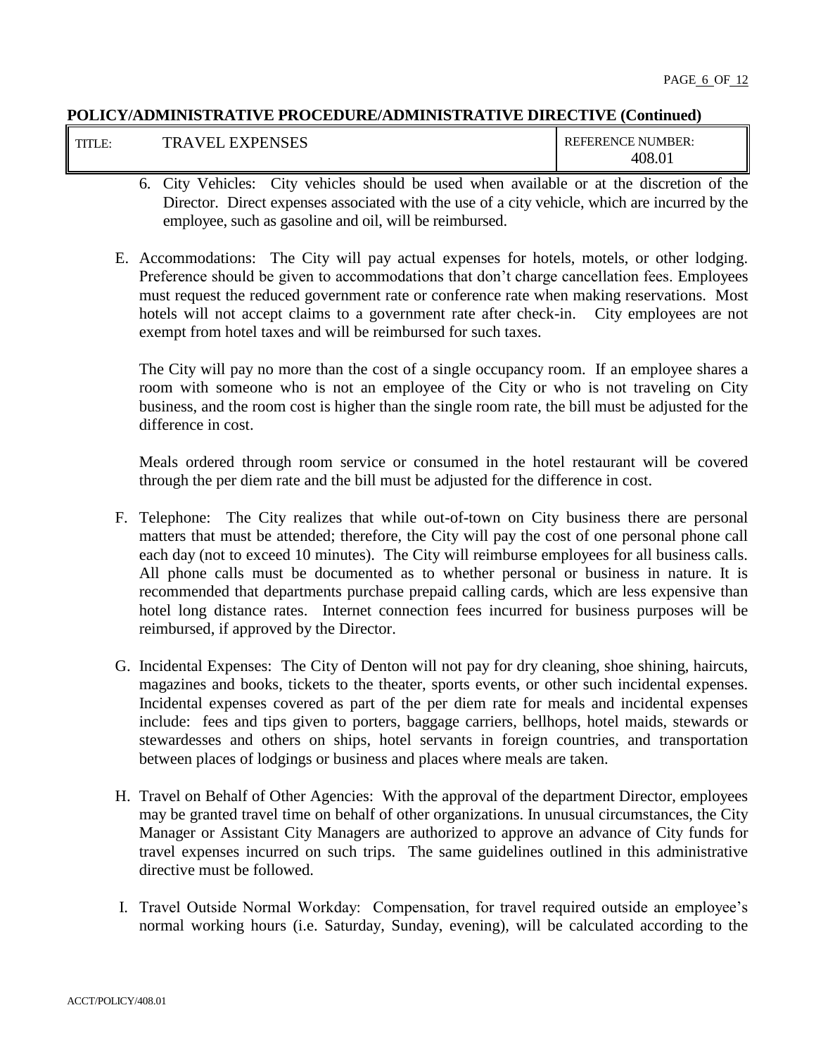**POLICY/ADMINISTRATIVE PROCEDURE/ADMINISTRATIVE DIRECTIVE (Continued)**

| TITLE: TRAVEL EXPENSES | REFERENCE NUMBER: 408.01 |
|---|---|

6. City Vehicles: City vehicles should be used when available or at the discretion of the Director. Direct expenses associated with the use of a city vehicle, which are incurred by the employee, such as gasoline and oil, will be reimbursed.

E. Accommodations: The City will pay actual expenses for hotels, motels, or other lodging. Preference should be given to accommodations that don't charge cancellation fees. Employees must request the reduced government rate or conference rate when making reservations. Most hotels will not accept claims to a government rate after check-in. City employees are not exempt from hotel taxes and will be reimbursed for such taxes.

The City will pay no more than the cost of a single occupancy room. If an employee shares a room with someone who is not an employee of the City or who is not traveling on City business, and the room cost is higher than the single room rate, the bill must be adjusted for the difference in cost.

Meals ordered through room service or consumed in the hotel restaurant will be covered through the per diem rate and the bill must be adjusted for the difference in cost.

F. Telephone: The City realizes that while out-of-town on City business there are personal matters that must be attended; therefore, the City will pay the cost of one personal phone call each day (not to exceed 10 minutes). The City will reimburse employees for all business calls. All phone calls must be documented as to whether personal or business in nature. It is recommended that departments purchase prepaid calling cards, which are less expensive than hotel long distance rates. Internet connection fees incurred for business purposes will be reimbursed, if approved by the Director.

G. Incidental Expenses: The City of Denton will not pay for dry cleaning, shoe shining, haircuts, magazines and books, tickets to the theater, sports events, or other such incidental expenses. Incidental expenses covered as part of the per diem rate for meals and incidental expenses include: fees and tips given to porters, baggage carriers, bellhops, hotel maids, stewards or stewardesses and others on ships, hotel servants in foreign countries, and transportation between places of lodgings or business and places where meals are taken.

H. Travel on Behalf of Other Agencies: With the approval of the department Director, employees may be granted travel time on behalf of other organizations. In unusual circumstances, the City Manager or Assistant City Managers are authorized to approve an advance of City funds for travel expenses incurred on such trips. The same guidelines outlined in this administrative directive must be followed.

I. Travel Outside Normal Workday: Compensation, for travel required outside an employee's normal working hours (i.e. Saturday, Sunday, evening), will be calculated according to the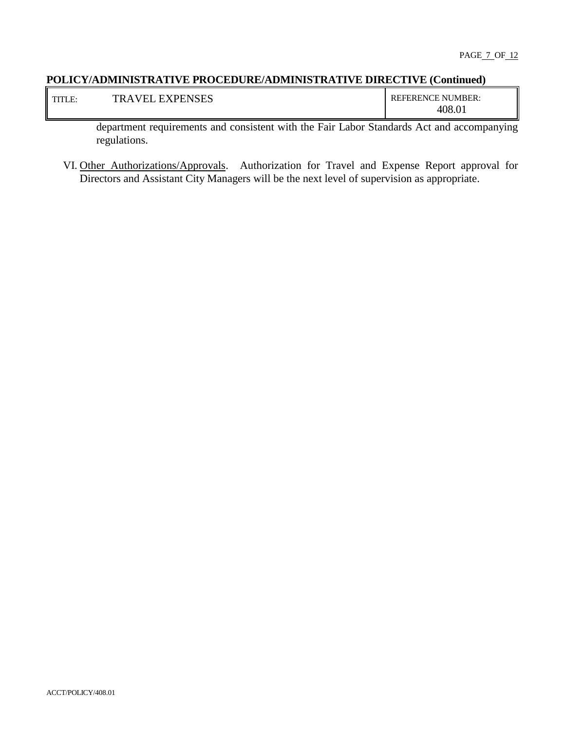**POLICY/ADMINISTRATIVE PROCEDURE/ADMINISTRATIVE DIRECTIVE (Continued)**

| TITLE: TRAVEL EXPENSES | REFERENCE NUMBER: 408.01 |
|---|---|

department requirements and consistent with the Fair Labor Standards Act and accompanying regulations.

VI. Other Authorizations/Approvals. Authorization for Travel and Expense Report approval for Directors and Assistant City Managers will be the next level of supervision as appropriate.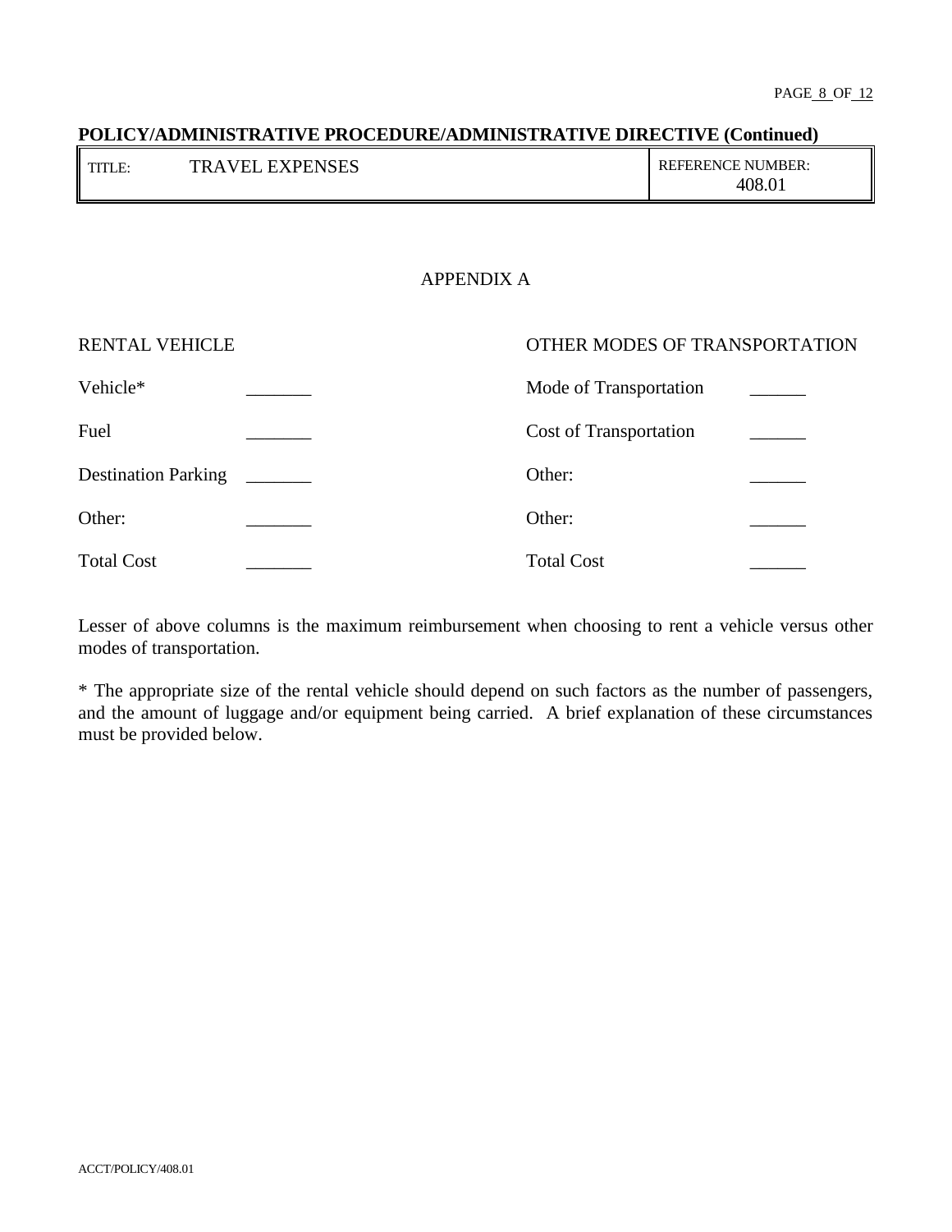**POLICY/ADMINISTRATIVE PROCEDURE/ADMINISTRATIVE DIRECTIVE (Continued)**

| TITLE: TRAVEL EXPENSES | REFERENCE NUMBER: 408.01 |
|---|---|

## APPENDIX A

| RENTAL VEHICLE | | OTHER MODES OF TRANSPORTATION | |
|---|---|---|---|
| Vehicle* | _______ | Mode of Transportation | ______ |
| Fuel | _______ | Cost of Transportation | ______ |
| Destination Parking | _______ | Other: | ______ |
| Other: | _______ | Other: | ______ |
| Total Cost | _______ | Total Cost | ______ |

Lesser of above columns is the maximum reimbursement when choosing to rent a vehicle versus other modes of transportation.

* The appropriate size of the rental vehicle should depend on such factors as the number of passengers, and the amount of luggage and/or equipment being carried. A brief explanation of these circumstances must be provided below.

ACCT/POLICY/408.01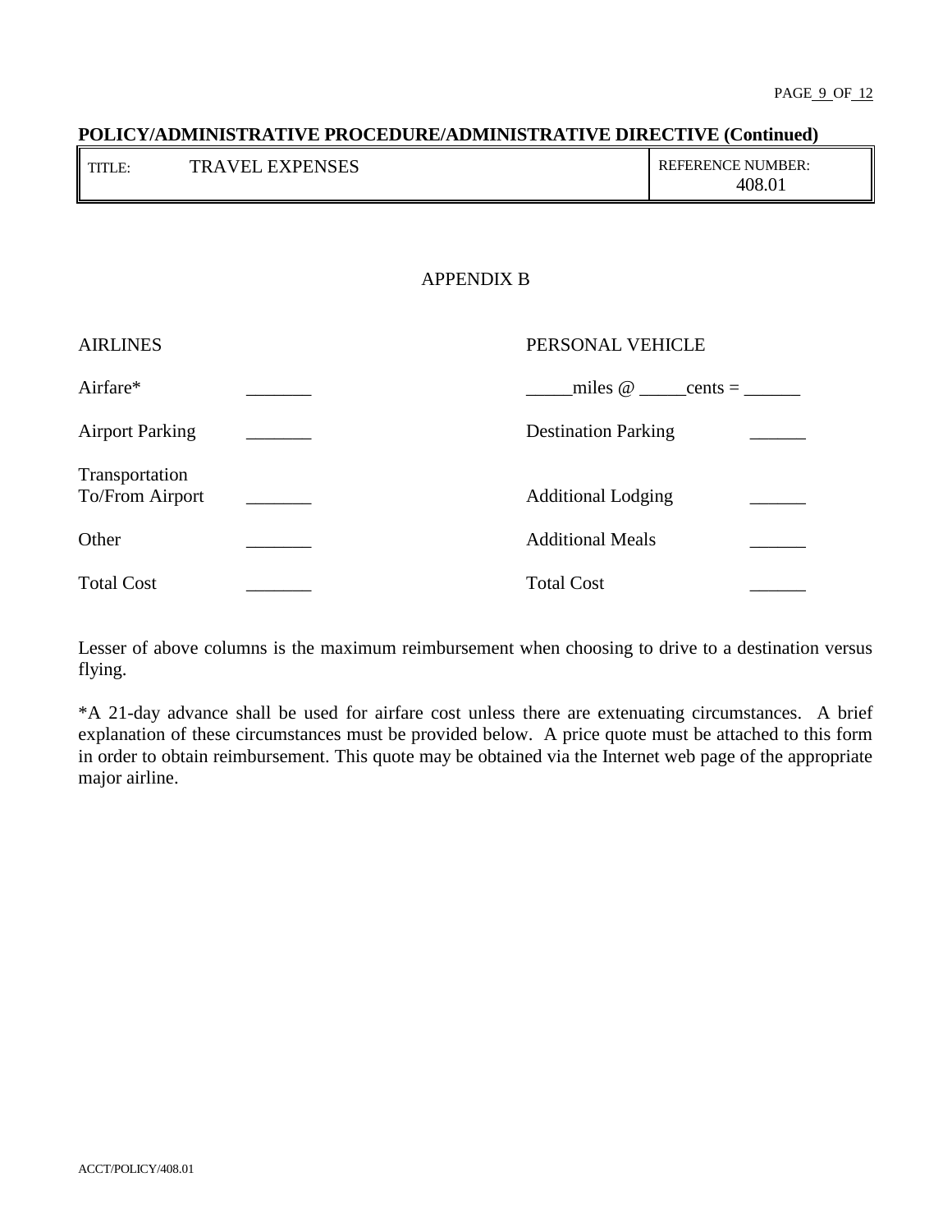**POLICY/ADMINISTRATIVE PROCEDURE/ADMINISTRATIVE DIRECTIVE (Continued)**

| TITLE: TRAVEL EXPENSES | REFERENCE NUMBER: 408.01 |
|---|---|

APPENDIX B

| AIRLINES | | PERSONAL VEHICLE | |
|---|---|---|---|
| Airfare* | _______ | _____miles @ _____cents = ______ | |
| Airport Parking | _______ | Destination Parking | ______ |
| Transportation To/From Airport | _______ | Additional Lodging | ______ |
| Other | _______ | Additional Meals | ______ |
| Total Cost | _______ | Total Cost | ______ |

Lesser of above columns is the maximum reimbursement when choosing to drive to a destination versus flying.

*A 21-day advance shall be used for airfare cost unless there are extenuating circumstances. A brief explanation of these circumstances must be provided below. A price quote must be attached to this form in order to obtain reimbursement. This quote may be obtained via the Internet web page of the appropriate major airline.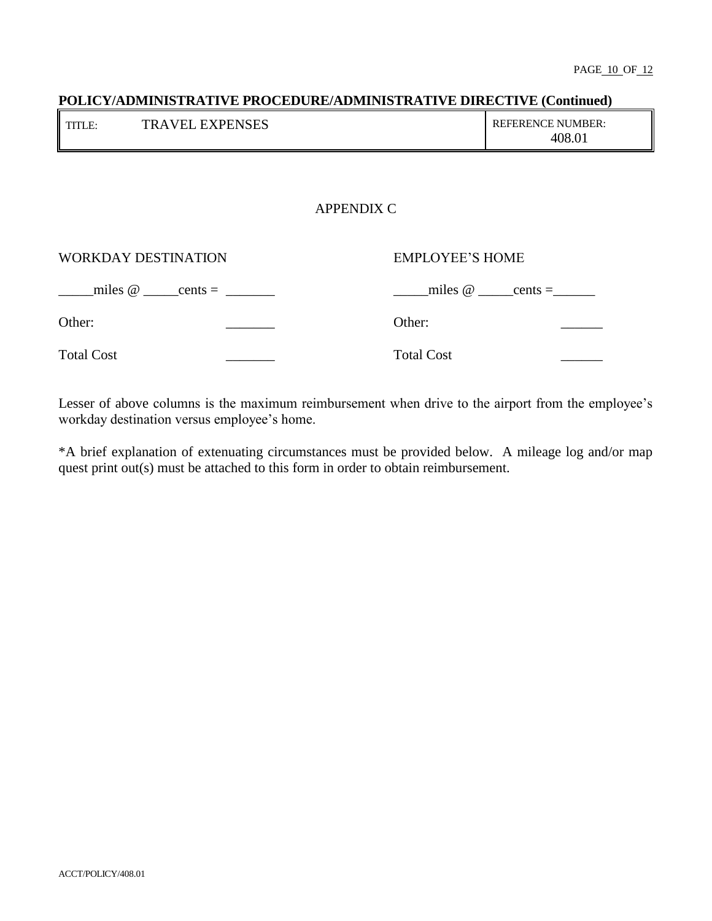**POLICY/ADMINISTRATIVE PROCEDURE/ADMINISTRATIVE DIRECTIVE (Continued)**

| TITLE: TRAVEL EXPENSES | REFERENCE NUMBER: 408.01 |
|---|---|

## APPENDIX C

| WORKDAY DESTINATION | | EMPLOYEE'S HOME | |
|---|---|---|---|
| _____miles @ _____cents = | _______ | _____miles @ _____cents = | ______ |
| Other: | _______ | Other: | ______ |
| Total Cost | _______ | Total Cost | ______ |

Lesser of above columns is the maximum reimbursement when drive to the airport from the employee's workday destination versus employee's home.

*A brief explanation of extenuating circumstances must be provided below. A mileage log and/or map quest print out(s) must be attached to this form in order to obtain reimbursement.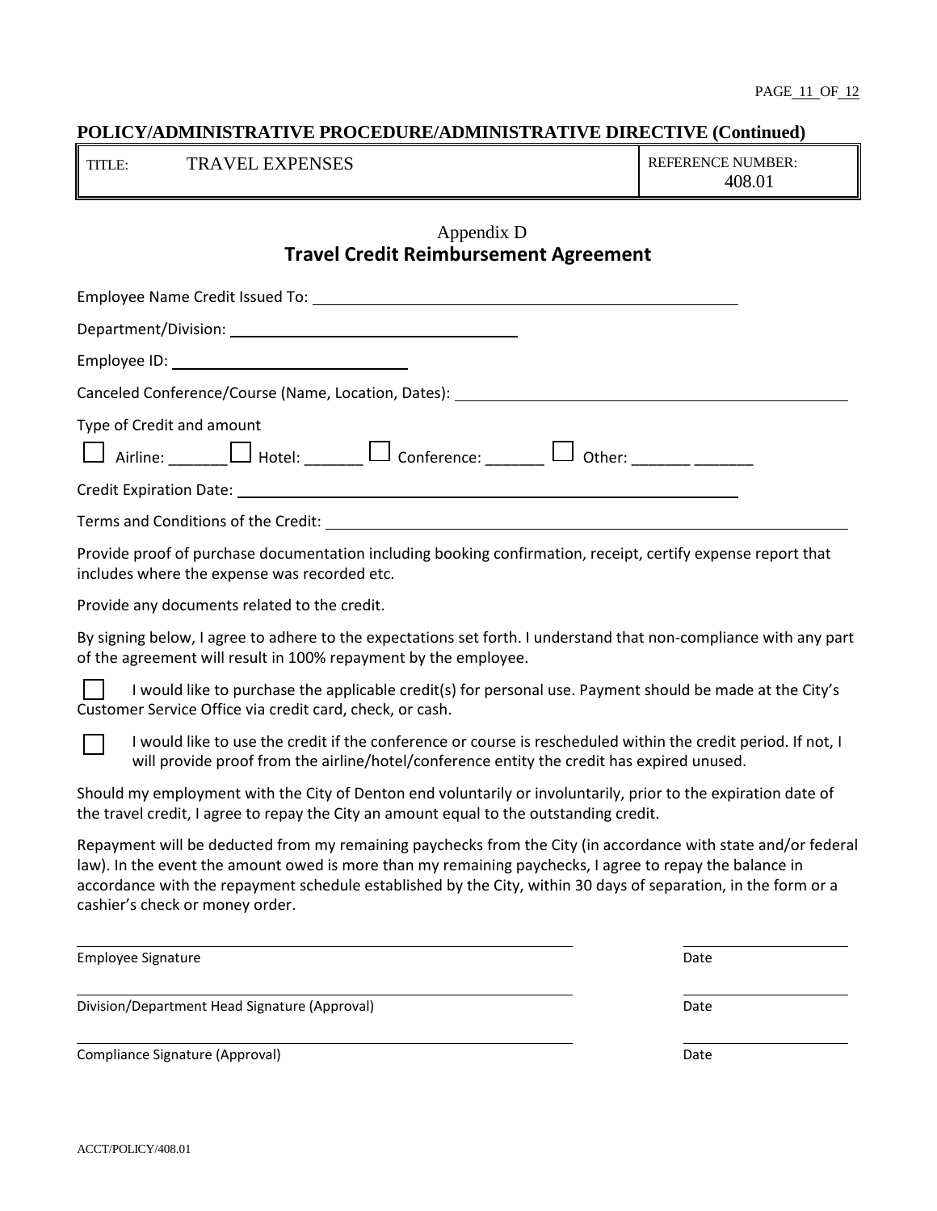**POLICY/ADMINISTRATIVE PROCEDURE/ADMINISTRATIVE DIRECTIVE (Continued)**

| TITLE: TRAVEL EXPENSES | REFERENCE NUMBER: 408.01 |
|---|---|

Appendix D

## Travel Credit Reimbursement Agreement

Employee Name Credit Issued To: ______________________________

Department/Division: ______________________________

Employee ID: ______________________________

Canceled Conference/Course (Name, Location, Dates): ______________________________

Type of Credit and amount

☐ Airline: _______ ☐ Hotel: _______ ☐ Conference: _______ ☐ Other: _______ _______

Credit Expiration Date: ______________________________

Terms and Conditions of the Credit: ______________________________

Provide proof of purchase documentation including booking confirmation, receipt, certify expense report that includes where the expense was recorded etc.

Provide any documents related to the credit.

By signing below, I agree to adhere to the expectations set forth. I understand that non-compliance with any part of the agreement will result in 100% repayment by the employee.

☐ I would like to purchase the applicable credit(s) for personal use. Payment should be made at the City's Customer Service Office via credit card, check, or cash.

☐ I would like to use the credit if the conference or course is rescheduled within the credit period. If not, I will provide proof from the airline/hotel/conference entity the credit has expired unused.

Should my employment with the City of Denton end voluntarily or involuntarily, prior to the expiration date of the travel credit, I agree to repay the City an amount equal to the outstanding credit.

Repayment will be deducted from my remaining paychecks from the City (in accordance with state and/or federal law). In the event the amount owed is more than my remaining paychecks, I agree to repay the balance in accordance with the repayment schedule established by the City, within 30 days of separation, in the form or a cashier's check or money order.

______________________________ ______________

Employee Signature Date

______________________________ ______________

Division/Department Head Signature (Approval) Date

______________________________ ______________

Compliance Signature (Approval) Date

ACCT/POLICY/408.01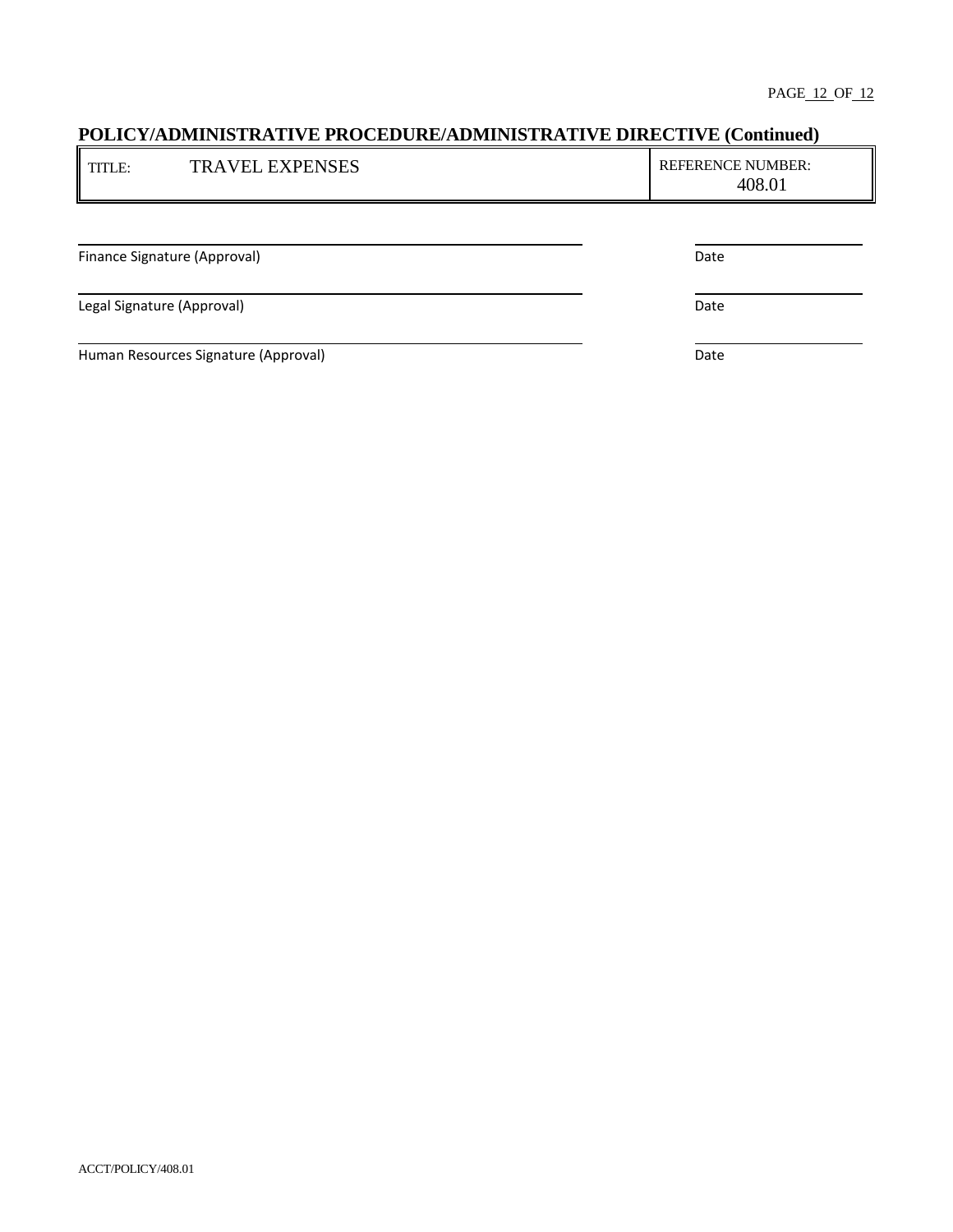## POLICY/ADMINISTRATIVE PROCEDURE/ADMINISTRATIVE DIRECTIVE (Continued)

| TITLE: TRAVEL EXPENSES | REFERENCE NUMBER: 408.01 |
| --- | --- |

Finance Signature (Approval) ______________________ Date ________

Legal Signature (Approval) ______________________ Date ________

Human Resources Signature (Approval) ______________________ Date ________